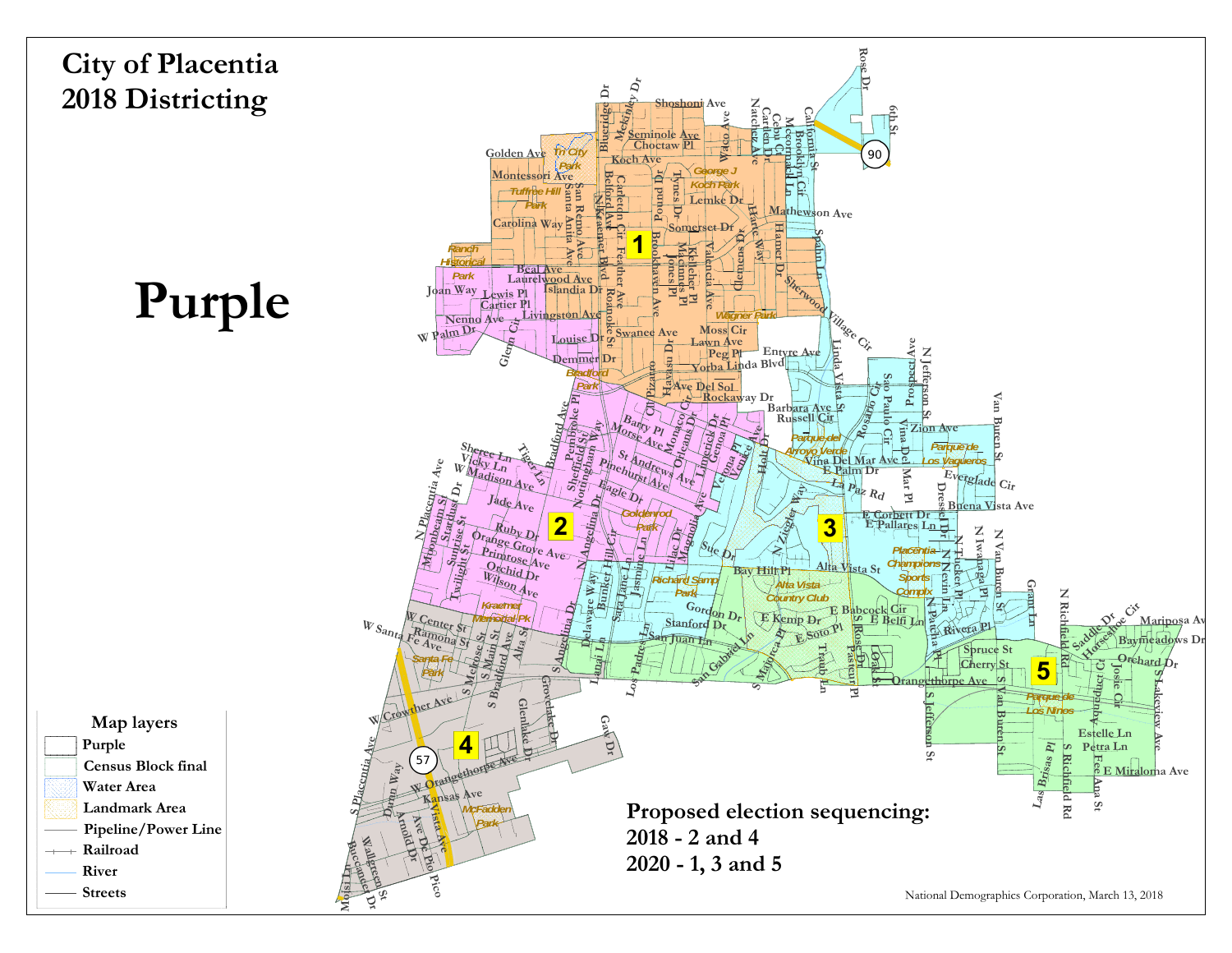# City of Placentia 2018 Districting

# Purple

**Map layers**

- Purple
- Census Block final
- Water Area
- Landmark Area
- Pipeline/Power Line
- Railroad
- River
- Streets

**Proposed election sequencing:**

**2018 - 2 and 4**

**2020 - 1, 3 and 5**

National Demographics Corporation, March 13, 2018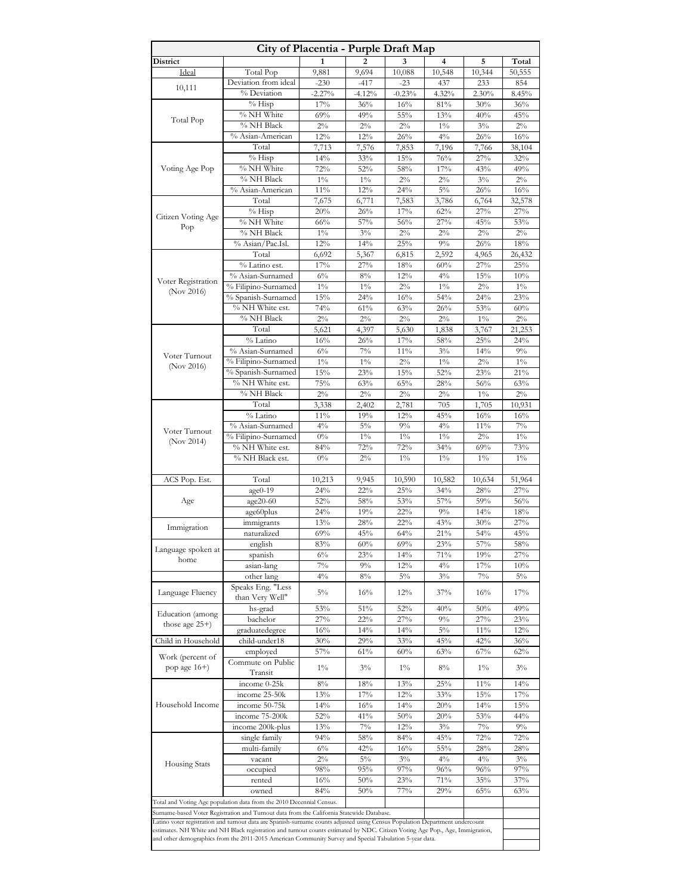# City of Placentia - Purple Draft Map

| District | | 1 | 2 | 3 | 4 | 5 | Total |
|---|---|---|---|---|---|---|---|
| Ideal | Total Pop | 9,881 | 9,694 | 10,088 | 10,548 | 10,344 | 50,555 |
| 10,111 | Deviation from ideal | -230 | -417 | -23 | 437 | 233 | 854 |
| | % Deviation | -2.27% | -4.12% | -0.23% | 4.32% | 2.30% | 8.45% |
| Total Pop | % Hisp | 17% | 36% | 16% | 81% | 30% | 36% |
| | % NH White | 69% | 49% | 55% | 13% | 40% | 45% |
| | % NH Black | 2% | 2% | 2% | 1% | 3% | 2% |
| | % Asian-American | 12% | 12% | 26% | 4% | 26% | 16% |
| Voting Age Pop | Total | 7,713 | 7,576 | 7,853 | 7,196 | 7,766 | 38,104 |
| | % Hisp | 14% | 33% | 15% | 76% | 27% | 32% |
| | % NH White | 72% | 52% | 58% | 17% | 43% | 49% |
| | % NH Black | 1% | 1% | 2% | 2% | 3% | 2% |
| | % Asian-American | 11% | 12% | 24% | 5% | 26% | 16% |
| Citizen Voting Age Pop | Total | 7,675 | 6,771 | 7,583 | 3,786 | 6,764 | 32,578 |
| | % Hisp | 20% | 26% | 17% | 62% | 27% | 27% |
| | % NH White | 66% | 57% | 56% | 27% | 45% | 53% |
| | % NH Black | 1% | 3% | 2% | 2% | 2% | 2% |
| | % Asian/Pac.Isl. | 12% | 14% | 25% | 9% | 26% | 18% |
| Voter Registration (Nov 2016) | Total | 6,692 | 5,367 | 6,815 | 2,592 | 4,965 | 26,432 |
| | % Latino est. | 17% | 27% | 18% | 60% | 27% | 25% |
| | % Asian-Surnamed | 6% | 8% | 12% | 4% | 15% | 10% |
| | % Filipino-Surnamed | 1% | 1% | 2% | 1% | 2% | 1% |
| | % Spanish-Surnamed | 15% | 24% | 16% | 54% | 24% | 23% |
| | % NH White est. | 74% | 61% | 63% | 26% | 53% | 60% |
| | % NH Black | 2% | 2% | 2% | 2% | 1% | 2% |
| Voter Turnout (Nov 2016) | Total | 5,621 | 4,397 | 5,630 | 1,838 | 3,767 | 21,253 |
| | % Latino | 16% | 26% | 17% | 58% | 25% | 24% |
| | % Asian-Surnamed | 6% | 7% | 11% | 3% | 14% | 9% |
| | % Filipino-Surnamed | 1% | 1% | 2% | 1% | 2% | 1% |
| | % Spanish-Surnamed | 15% | 23% | 15% | 52% | 23% | 21% |
| | % NH White est. | 75% | 63% | 65% | 28% | 56% | 63% |
| | % NH Black | 2% | 2% | 2% | 2% | 1% | 2% |
| Voter Turnout (Nov 2014) | Total | 3,338 | 2,402 | 2,781 | 705 | 1,705 | 10,931 |
| | % Latino | 11% | 19% | 12% | 45% | 16% | 16% |
| | % Asian-Surnamed | 4% | 5% | 9% | 4% | 11% | 7% |
| | % Filipino-Surnamed | 0% | 1% | 1% | 1% | 2% | 1% |
| | % NH White est. | 84% | 72% | 72% | 34% | 69% | 73% |
| | % NH Black est. | 0% | 2% | 1% | 1% | 1% | 1% |
| ACS Pop. Est. | Total | 10,213 | 9,945 | 10,590 | 10,582 | 10,634 | 51,964 |
| Age | age0-19 | 24% | 22% | 25% | 34% | 28% | 27% |
| | age20-60 | 52% | 58% | 53% | 57% | 59% | 56% |
| | age60plus | 24% | 19% | 22% | 9% | 14% | 18% |
| Immigration | immigrants | 13% | 28% | 22% | 43% | 30% | 27% |
| | naturalized | 69% | 45% | 64% | 21% | 54% | 45% |
| Language spoken at home | english | 83% | 60% | 69% | 23% | 57% | 58% |
| | spanish | 6% | 23% | 14% | 71% | 19% | 27% |
| | asian-lang | 7% | 9% | 12% | 4% | 17% | 10% |
| | other lang | 4% | 8% | 5% | 3% | 7% | 5% |
| Language Fluency | Speaks Eng. "Less than Very Well" | 5% | 16% | 12% | 37% | 16% | 17% |
| Education (among those age 25+) | hs-grad | 53% | 51% | 52% | 40% | 50% | 49% |
| | bachelor | 27% | 22% | 27% | 9% | 27% | 23% |
| | graduatedegree | 16% | 14% | 14% | 5% | 11% | 12% |
| Child in Household | child-under18 | 30% | 29% | 33% | 45% | 42% | 36% |
| Work (percent of pop age 16+) | employed | 57% | 61% | 60% | 63% | 67% | 62% |
| | Commute on Public Transit | 1% | 3% | 1% | 8% | 1% | 3% |
| Household Income | income 0-25k | 8% | 18% | 13% | 25% | 11% | 14% |
| | income 25-50k | 13% | 17% | 12% | 33% | 15% | 17% |
| | income 50-75k | 14% | 16% | 14% | 20% | 14% | 15% |
| | income 75-200k | 52% | 41% | 50% | 20% | 53% | 44% |
| | income 200k-plus | 13% | 7% | 12% | 3% | 7% | 9% |
| Housing Stats | single family | 94% | 58% | 84% | 45% | 72% | 72% |
| | multi-family | 6% | 42% | 16% | 55% | 28% | 28% |
| | vacant | 2% | 5% | 3% | 4% | 4% | 3% |
| | occupied | 98% | 95% | 97% | 96% | 96% | 97% |
| | rented | 16% | 50% | 23% | 71% | 35% | 37% |
| | owned | 84% | 50% | 77% | 29% | 65% | 63% |

Total and Voting Age population data from the 2010 Decennial Census.

Surname-based Voter Registration and Turnout data from the California Statewide Database.

Latino voter registration and turnout data are Spanish-surname counts adjusted using Census Population Department undercount estimates. NH White and NH Black registration and turnout counts estimated by NDC. Citizen Voting Age Pop., Age, Immigration, and other demographics from the 2011-2015 American Community Survey and Special Tabulation 5-year data.